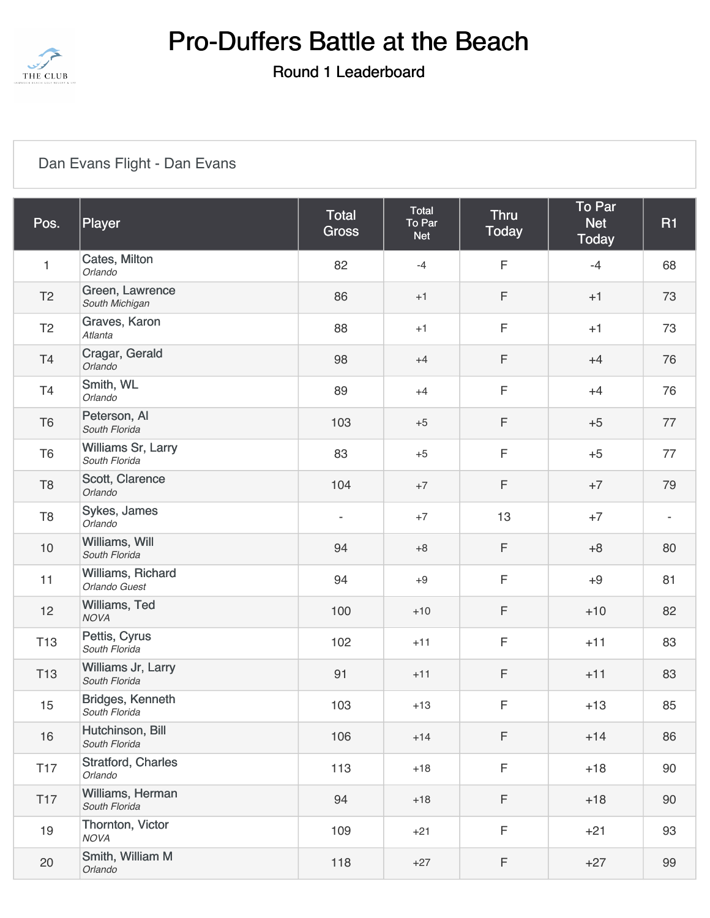# Pro-Duffers Battle at the Beach

## Round 1 Leaderboard

Dan Evans Flight - Dan Evans

| Pos. | Player | Total Gross | Total To Par Net | Thru Today | To Par Net Today | R1 |
|---|---|---|---|---|---|---|
| 1 | Cates, Milton *Orlando* | 82 | -4 | F | -4 | 68 |
| T2 | Green, Lawrence *South Michigan* | 86 | +1 | F | +1 | 73 |
| T2 | Graves, Karon *Atlanta* | 88 | +1 | F | +1 | 73 |
| T4 | Cragar, Gerald *Orlando* | 98 | +4 | F | +4 | 76 |
| T4 | Smith, WL *Orlando* | 89 | +4 | F | +4 | 76 |
| T6 | Peterson, Al *South Florida* | 103 | +5 | F | +5 | 77 |
| T6 | Williams Sr, Larry *South Florida* | 83 | +5 | F | +5 | 77 |
| T8 | Scott, Clarence *Orlando* | 104 | +7 | F | +7 | 79 |
| T8 | Sykes, James *Orlando* | - | +7 | 13 | +7 | - |
| 10 | Williams, Will *South Florida* | 94 | +8 | F | +8 | 80 |
| 11 | Williams, Richard *Orlando Guest* | 94 | +9 | F | +9 | 81 |
| 12 | Williams, Ted *NOVA* | 100 | +10 | F | +10 | 82 |
| T13 | Pettis, Cyrus *South Florida* | 102 | +11 | F | +11 | 83 |
| T13 | Williams Jr, Larry *South Florida* | 91 | +11 | F | +11 | 83 |
| 15 | Bridges, Kenneth *South Florida* | 103 | +13 | F | +13 | 85 |
| 16 | Hutchinson, Bill *South Florida* | 106 | +14 | F | +14 | 86 |
| T17 | Stratford, Charles *Orlando* | 113 | +18 | F | +18 | 90 |
| T17 | Williams, Herman *South Florida* | 94 | +18 | F | +18 | 90 |
| 19 | Thornton, Victor *NOVA* | 109 | +21 | F | +21 | 93 |
| 20 | Smith, William M *Orlando* | 118 | +27 | F | +27 | 99 |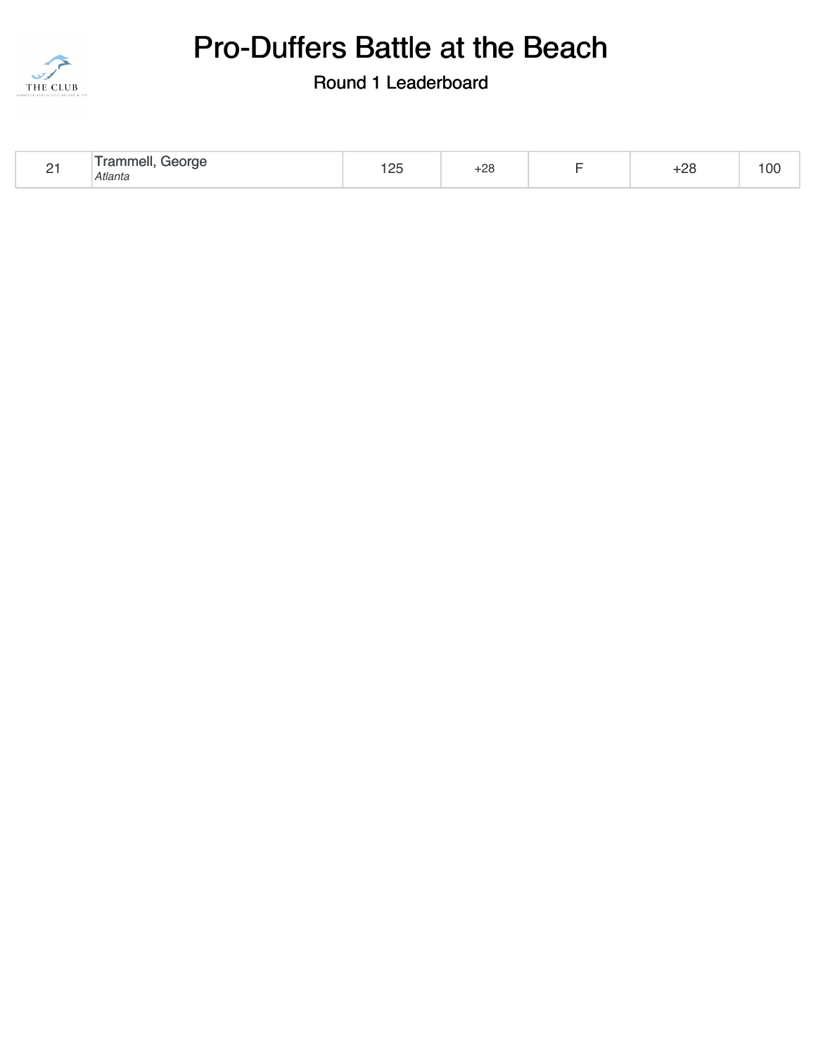# Pro-Duffers Battle at the Beach

## Round 1 Leaderboard

| 21 | Trammell, George<br>*Atlanta* | 125 | +28 | F | +28 | 100 |
|---|---|---|---|---|---|---|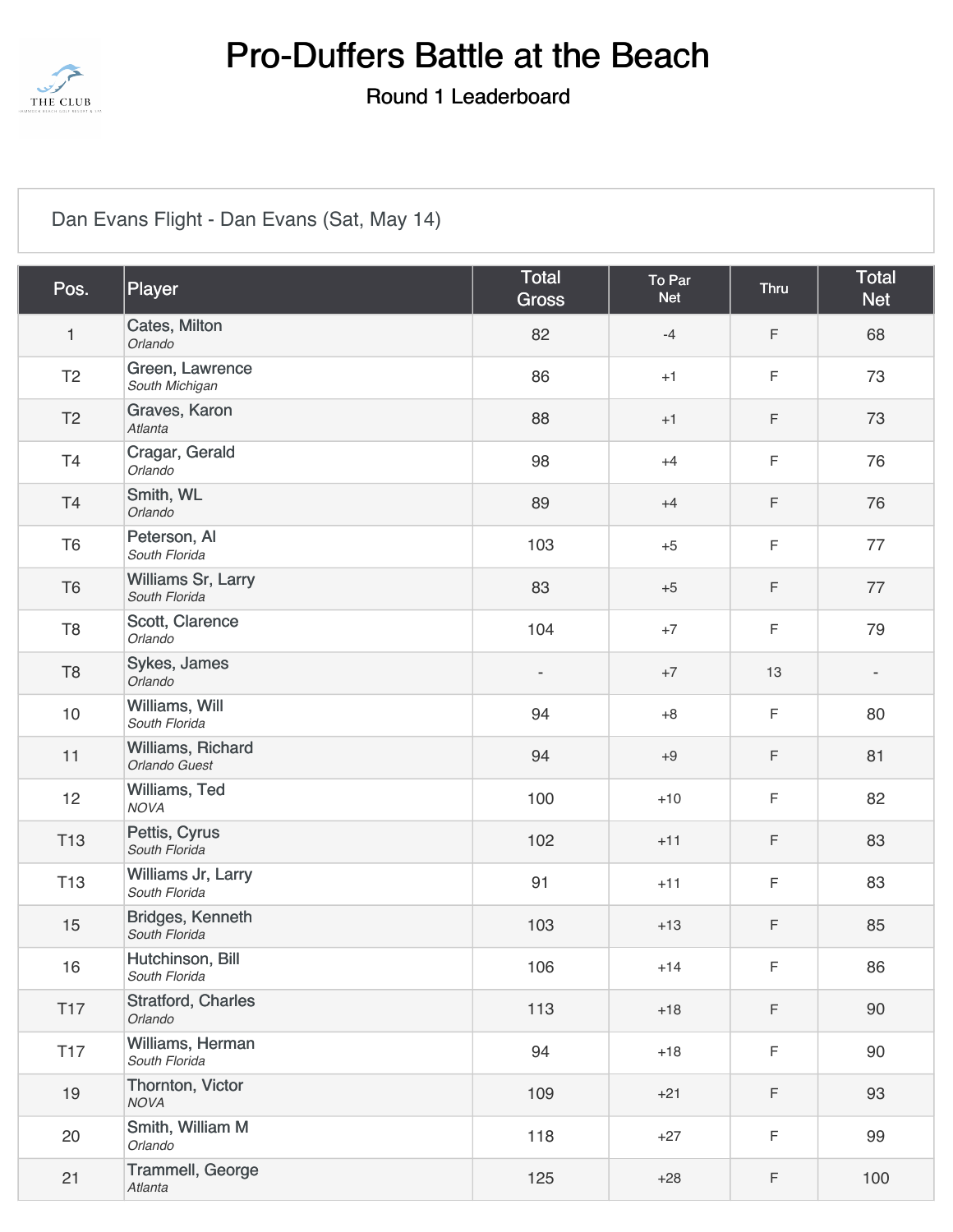# Pro-Duffers Battle at the Beach

## Round 1 Leaderboard

Dan Evans Flight - Dan Evans (Sat, May 14)

| Pos. | Player | Total Gross | To Par Net | Thru | Total Net |
|---|---|---|---|---|---|
| 1 | Cates, Milton *Orlando* | 82 | -4 | F | 68 |
| T2 | Green, Lawrence *South Michigan* | 86 | +1 | F | 73 |
| T2 | Graves, Karon *Atlanta* | 88 | +1 | F | 73 |
| T4 | Cragar, Gerald *Orlando* | 98 | +4 | F | 76 |
| T4 | Smith, WL *Orlando* | 89 | +4 | F | 76 |
| T6 | Peterson, Al *South Florida* | 103 | +5 | F | 77 |
| T6 | Williams Sr, Larry *South Florida* | 83 | +5 | F | 77 |
| T8 | Scott, Clarence *Orlando* | 104 | +7 | F | 79 |
| T8 | Sykes, James *Orlando* | - | +7 | 13 | - |
| 10 | Williams, Will *South Florida* | 94 | +8 | F | 80 |
| 11 | Williams, Richard *Orlando Guest* | 94 | +9 | F | 81 |
| 12 | Williams, Ted *NOVA* | 100 | +10 | F | 82 |
| T13 | Pettis, Cyrus *South Florida* | 102 | +11 | F | 83 |
| T13 | Williams Jr, Larry *South Florida* | 91 | +11 | F | 83 |
| 15 | Bridges, Kenneth *South Florida* | 103 | +13 | F | 85 |
| 16 | Hutchinson, Bill *South Florida* | 106 | +14 | F | 86 |
| T17 | Stratford, Charles *Orlando* | 113 | +18 | F | 90 |
| T17 | Williams, Herman *South Florida* | 94 | +18 | F | 90 |
| 19 | Thornton, Victor *NOVA* | 109 | +21 | F | 93 |
| 20 | Smith, William M *Orlando* | 118 | +27 | F | 99 |
| 21 | Trammell, George *Atlanta* | 125 | +28 | F | 100 |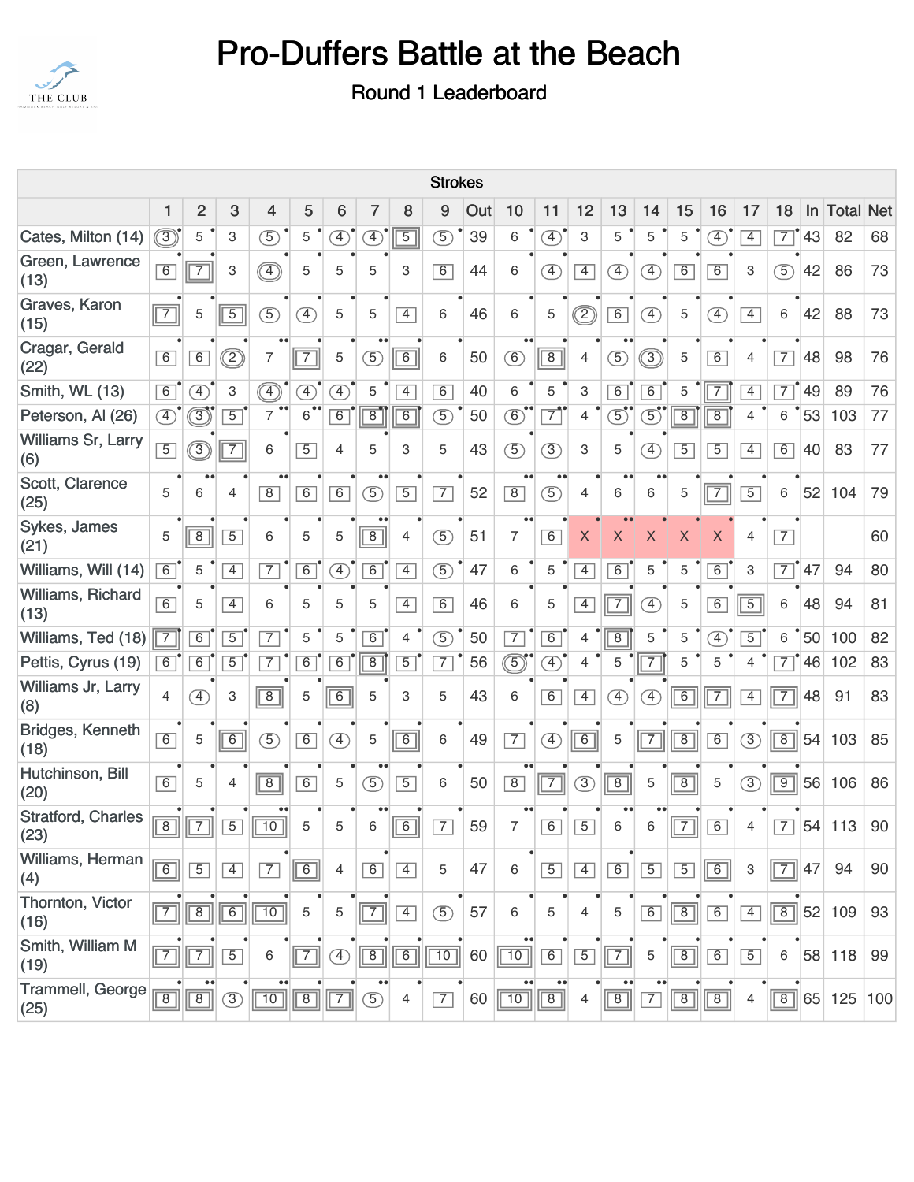# Pro-Duffers Battle at the Beach

Round 1 Leaderboard

| | Strokes | | | | | | | | | | | | | | | | | | | | | | |
|---|---|---|---|---|---|---|---|---|---|---|---|---|---|---|---|---|---|---|---|---|---|---|---|
| | 1 | 2 | 3 | 4 | 5 | 6 | 7 | 8 | 9 | Out | 10 | 11 | 12 | 13 | 14 | 15 | 16 | 17 | 18 | In | Total | Net |
| Cates, Milton (14) | 3 | 5 | 3 | 5 | 5 | 4 | 4 | 5 | 5 | 39 | 6 | 4 | 3 | 5 | 5 | 5 | 4 | 4 | 7 | 43 | 82 | 68 |
| Green, Lawrence (13) | 6 | 7 | 3 | 4 | 5 | 5 | 5 | 3 | 6 | 44 | 6 | 4 | 4 | 4 | 4 | 6 | 6 | 3 | 5 | 42 | 86 | 73 |
| Graves, Karon (15) | 7 | 5 | 5 | 5 | 4 | 5 | 5 | 4 | 6 | 46 | 6 | 5 | 2 | 6 | 4 | 5 | 4 | 4 | 6 | 42 | 88 | 73 |
| Cragar, Gerald (22) | 6 | 6 | 2 | 7 | 7 | 5 | 5 | 6 | 6 | 50 | 6 | 8 | 4 | 5 | 3 | 5 | 6 | 4 | 7 | 48 | 98 | 76 |
| Smith, WL (13) | 6 | 4 | 3 | 4 | 4 | 4 | 5 | 4 | 6 | 40 | 6 | 5 | 3 | 6 | 6 | 5 | 7 | 4 | 7 | 49 | 89 | 76 |
| Peterson, Al (26) | 4 | 3 | 5 | 7 | 6 | 6 | 8 | 6 | 5 | 50 | 6 | 7 | 4 | 5 | 5 | 8 | 8 | 4 | 6 | 53 | 103 | 77 |
| Williams Sr, Larry (6) | 5 | 3 | 7 | 6 | 5 | 4 | 5 | 3 | 5 | 43 | 5 | 3 | 3 | 5 | 4 | 5 | 5 | 4 | 6 | 40 | 83 | 77 |
| Scott, Clarence (25) | 5 | 6 | 4 | 8 | 6 | 6 | 5 | 5 | 7 | 52 | 8 | 5 | 4 | 6 | 6 | 5 | 7 | 5 | 6 | 52 | 104 | 79 |
| Sykes, James (21) | 5 | 8 | 5 | 6 | 5 | 5 | 8 | 4 | 5 | 51 | 7 | 6 | X | X | X | X | X | 4 | 7 | | | 60 |
| Williams, Will (14) | 6 | 5 | 4 | 7 | 6 | 4 | 6 | 4 | 5 | 47 | 6 | 5 | 4 | 6 | 5 | 5 | 6 | 3 | 7 | 47 | 94 | 80 |
| Williams, Richard (13) | 6 | 5 | 4 | 6 | 5 | 5 | 5 | 4 | 6 | 46 | 6 | 5 | 4 | 7 | 4 | 5 | 6 | 5 | 6 | 48 | 94 | 81 |
| Williams, Ted (18) | 7 | 6 | 5 | 7 | 5 | 5 | 6 | 4 | 5 | 50 | 7 | 6 | 4 | 8 | 5 | 5 | 4 | 5 | 6 | 50 | 100 | 82 |
| Pettis, Cyrus (19) | 6 | 6 | 5 | 7 | 6 | 6 | 8 | 5 | 7 | 56 | 5 | 4 | 4 | 5 | 7 | 5 | 5 | 4 | 7 | 46 | 102 | 83 |
| Williams Jr, Larry (8) | 4 | 4 | 3 | 8 | 5 | 6 | 5 | 3 | 5 | 43 | 6 | 6 | 4 | 4 | 4 | 6 | 7 | 4 | 7 | 48 | 91 | 83 |
| Bridges, Kenneth (18) | 6 | 5 | 6 | 5 | 6 | 4 | 5 | 6 | 6 | 49 | 7 | 4 | 6 | 5 | 7 | 8 | 6 | 3 | 8 | 54 | 103 | 85 |
| Hutchinson, Bill (20) | 6 | 5 | 4 | 8 | 6 | 5 | 5 | 5 | 6 | 50 | 8 | 7 | 3 | 8 | 5 | 8 | 5 | 3 | 9 | 56 | 106 | 86 |
| Stratford, Charles (23) | 8 | 7 | 5 | 10 | 5 | 5 | 6 | 6 | 7 | 59 | 7 | 6 | 5 | 6 | 6 | 7 | 6 | 4 | 7 | 54 | 113 | 90 |
| Williams, Herman (4) | 6 | 5 | 4 | 7 | 6 | 4 | 6 | 4 | 5 | 47 | 6 | 5 | 4 | 6 | 5 | 5 | 6 | 3 | 7 | 47 | 94 | 90 |
| Thornton, Victor (16) | 7 | 8 | 6 | 10 | 5 | 5 | 7 | 4 | 5 | 57 | 6 | 5 | 4 | 5 | 6 | 8 | 6 | 4 | 8 | 52 | 109 | 93 |
| Smith, William M (19) | 7 | 7 | 5 | 6 | 7 | 4 | 8 | 6 | 10 | 60 | 10 | 6 | 5 | 7 | 5 | 8 | 6 | 5 | 6 | 58 | 118 | 99 |
| Trammell, George (25) | 8 | 8 | 3 | 10 | 8 | 7 | 5 | 4 | 7 | 60 | 10 | 8 | 4 | 8 | 7 | 8 | 8 | 4 | 8 | 65 | 125 | 100 |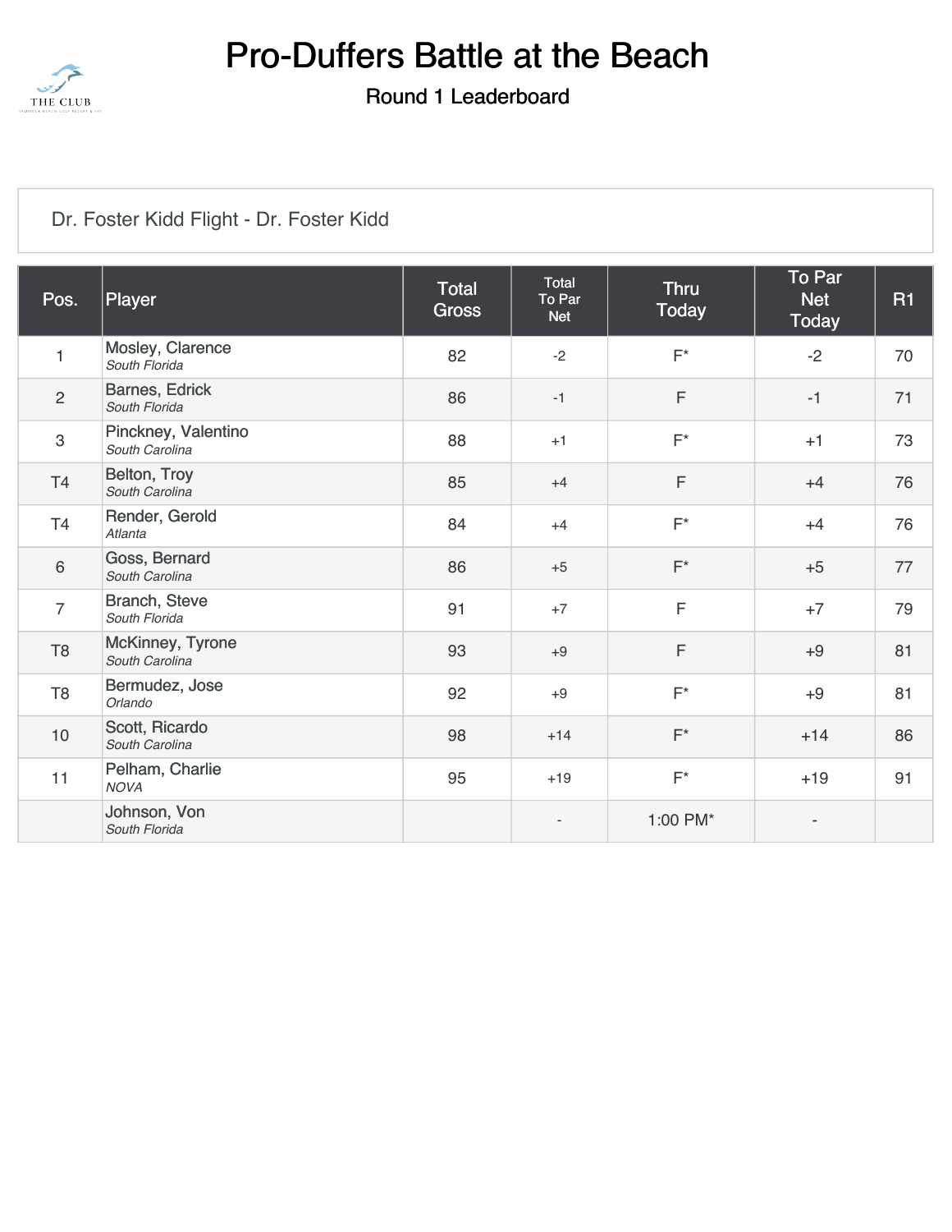# Pro-Duffers Battle at the Beach

## Round 1 Leaderboard

Dr. Foster Kidd Flight - Dr. Foster Kidd

| Pos. | Player | Total Gross | Total To Par Net | Thru Today | To Par Net Today | R1 |
|---|---|---|---|---|---|---|
| 1 | Mosley, Clarence *South Florida* | 82 | -2 | F* | -2 | 70 |
| 2 | Barnes, Edrick *South Florida* | 86 | -1 | F | -1 | 71 |
| 3 | Pinckney, Valentino *South Carolina* | 88 | +1 | F* | +1 | 73 |
| T4 | Belton, Troy *South Carolina* | 85 | +4 | F | +4 | 76 |
| T4 | Render, Gerold *Atlanta* | 84 | +4 | F* | +4 | 76 |
| 6 | Goss, Bernard *South Carolina* | 86 | +5 | F* | +5 | 77 |
| 7 | Branch, Steve *South Florida* | 91 | +7 | F | +7 | 79 |
| T8 | McKinney, Tyrone *South Carolina* | 93 | +9 | F | +9 | 81 |
| T8 | Bermudez, Jose *Orlando* | 92 | +9 | F* | +9 | 81 |
| 10 | Scott, Ricardo *South Carolina* | 98 | +14 | F* | +14 | 86 |
| 11 | Pelham, Charlie *NOVA* | 95 | +19 | F* | +19 | 91 |
| | Johnson, Von *South Florida* | | - | 1:00 PM* | - | |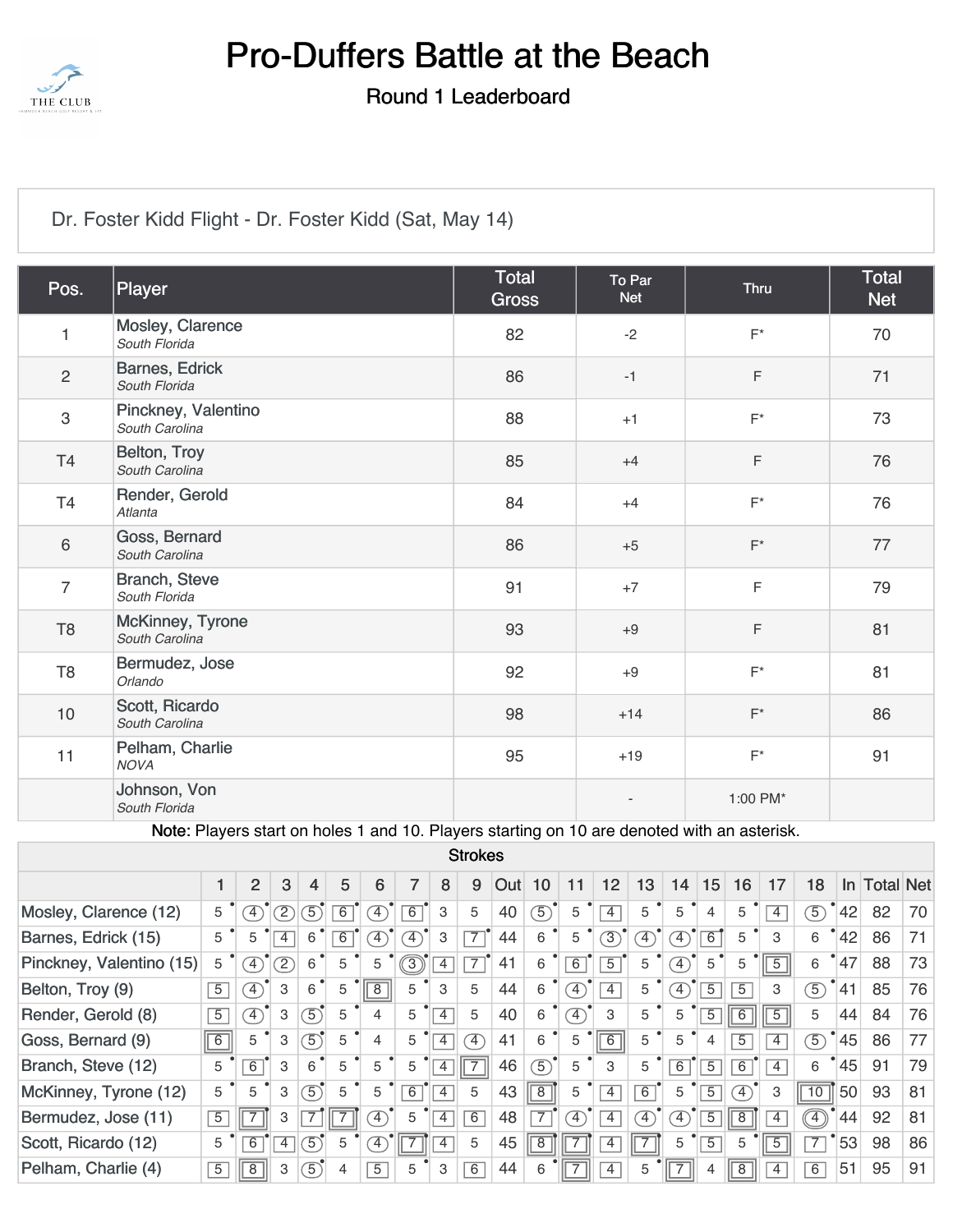# Pro-Duffers Battle at the Beach

## Round 1 Leaderboard

Dr. Foster Kidd Flight - Dr. Foster Kidd (Sat, May 14)

| Pos. | Player | Total Gross | To Par Net | Thru | Total Net |
|---|---|---|---|---|---|
| 1 | Mosley, Clarence *South Florida* | 82 | -2 | F* | 70 |
| 2 | Barnes, Edrick *South Florida* | 86 | -1 | F | 71 |
| 3 | Pinckney, Valentino *South Carolina* | 88 | +1 | F* | 73 |
| T4 | Belton, Troy *South Carolina* | 85 | +4 | F | 76 |
| T4 | Render, Gerold *Atlanta* | 84 | +4 | F* | 76 |
| 6 | Goss, Bernard *South Carolina* | 86 | +5 | F* | 77 |
| 7 | Branch, Steve *South Florida* | 91 | +7 | F | 79 |
| T8 | McKinney, Tyrone *South Carolina* | 93 | +9 | F | 81 |
| T8 | Bermudez, Jose *Orlando* | 92 | +9 | F* | 81 |
| 10 | Scott, Ricardo *South Carolina* | 98 | +14 | F* | 86 |
| 11 | Pelham, Charlie *NOVA* | 95 | +19 | F* | 91 |
| | Johnson, Von *South Florida* | | - | 1:00 PM* | |

**Note:** Players start on holes 1 and 10. Players starting on 10 are denoted with an asterisk.

| Strokes | 1 | 2 | 3 | 4 | 5 | 6 | 7 | 8 | 9 | Out | 10 | 11 | 12 | 13 | 14 | 15 | 16 | 17 | 18 | In | Total | Net |
|---|---|---|---|---|---|---|---|---|---|---|---|---|---|---|---|---|---|---|---|---|---|---|
| Mosley, Clarence (12) | 5 | 4 | 2 | 5 | 6 | 4 | 6 | 3 | 5 | 40 | 5 | 5 | 4 | 5 | 5 | 4 | 5 | 4 | 5 | 42 | 82 | 70 |
| Barnes, Edrick (15) | 5 | 5 | 4 | 6 | 6 | 4 | 4 | 3 | 7 | 44 | 6 | 5 | 3 | 4 | 4 | 6 | 5 | 3 | 6 | 42 | 86 | 71 |
| Pinckney, Valentino (15) | 5 | 4 | 2 | 6 | 5 | 5 | 3 | 4 | 7 | 41 | 6 | 6 | 5 | 5 | 4 | 5 | 5 | 5 | 6 | 47 | 88 | 73 |
| Belton, Troy (9) | 5 | 4 | 3 | 6 | 5 | 8 | 5 | 3 | 5 | 44 | 6 | 4 | 4 | 5 | 4 | 5 | 5 | 3 | 5 | 41 | 85 | 76 |
| Render, Gerold (8) | 5 | 4 | 3 | 5 | 5 | 4 | 5 | 4 | 5 | 40 | 6 | 4 | 3 | 5 | 5 | 5 | 6 | 5 | 5 | 44 | 84 | 76 |
| Goss, Bernard (9) | 6 | 5 | 3 | 5 | 5 | 4 | 5 | 4 | 4 | 41 | 6 | 5 | 6 | 5 | 5 | 4 | 5 | 4 | 5 | 45 | 86 | 77 |
| Branch, Steve (12) | 5 | 6 | 3 | 6 | 5 | 5 | 5 | 4 | 7 | 46 | 5 | 5 | 3 | 5 | 6 | 5 | 6 | 4 | 6 | 45 | 91 | 79 |
| McKinney, Tyrone (12) | 5 | 5 | 3 | 5 | 5 | 5 | 6 | 4 | 5 | 43 | 8 | 5 | 4 | 6 | 5 | 5 | 4 | 3 | 10 | 50 | 93 | 81 |
| Bermudez, Jose (11) | 5 | 7 | 3 | 7 | 7 | 4 | 5 | 4 | 6 | 48 | 7 | 4 | 4 | 4 | 4 | 5 | 8 | 4 | 4 | 44 | 92 | 81 |
| Scott, Ricardo (12) | 5 | 6 | 4 | 5 | 5 | 4 | 7 | 4 | 5 | 45 | 8 | 7 | 4 | 7 | 5 | 5 | 5 | 5 | 7 | 53 | 98 | 86 |
| Pelham, Charlie (4) | 5 | 8 | 3 | 5 | 4 | 5 | 5 | 3 | 6 | 44 | 6 | 7 | 4 | 5 | 7 | 4 | 8 | 4 | 6 | 51 | 95 | 91 |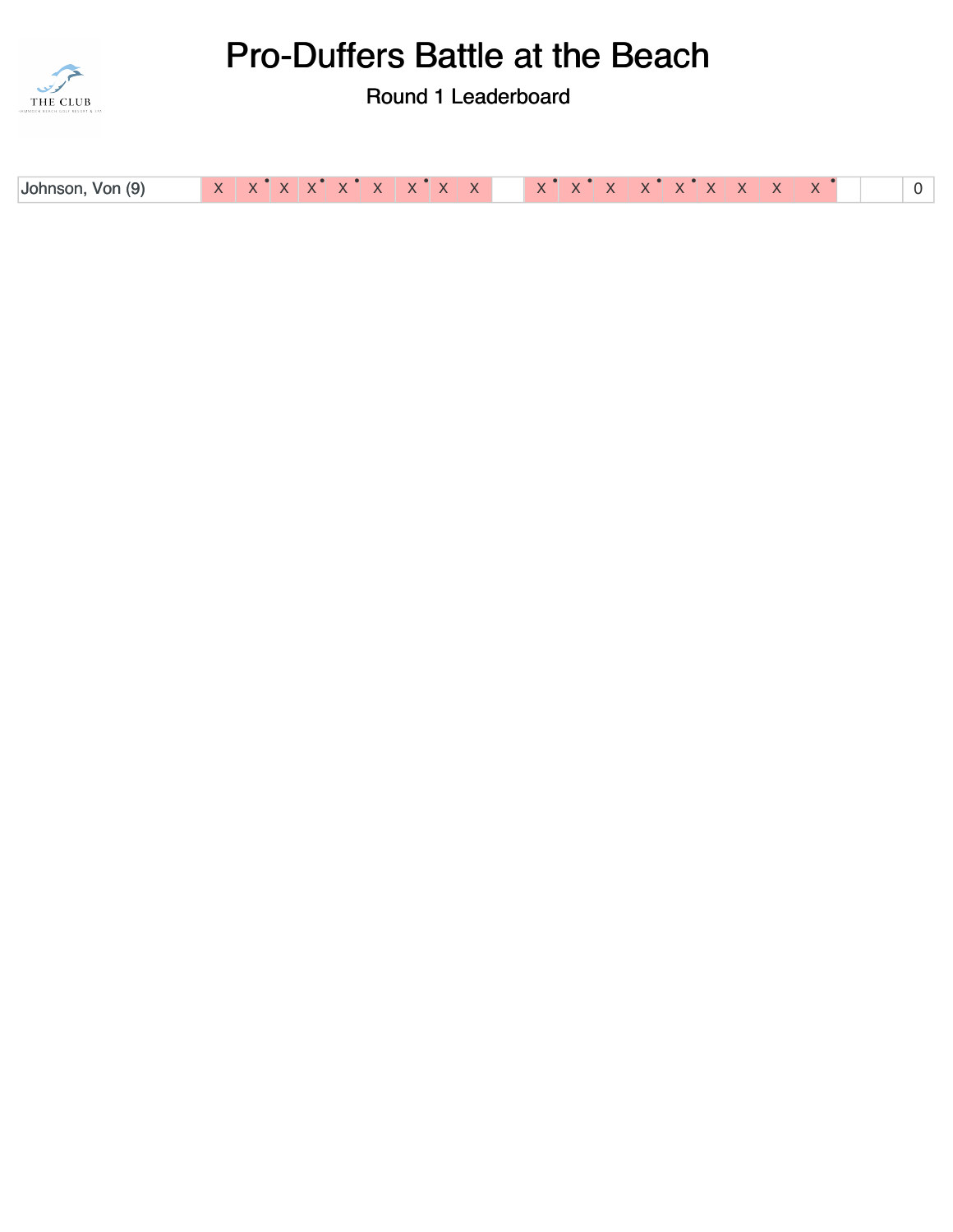# Pro-Duffers Battle at the Beach

Round 1 Leaderboard

| | | | | | | | | | | | | | | | | | | | | | | |
|---|---|---|---|---|---|---|---|---|---|---|---|---|---|---|---|---|---|---|---|---|---|---|
| Johnson, Von (9) | X | X | X | X | X | X | X | X | X | | X | X | X | X | X | X | X | X | X | | | 0 |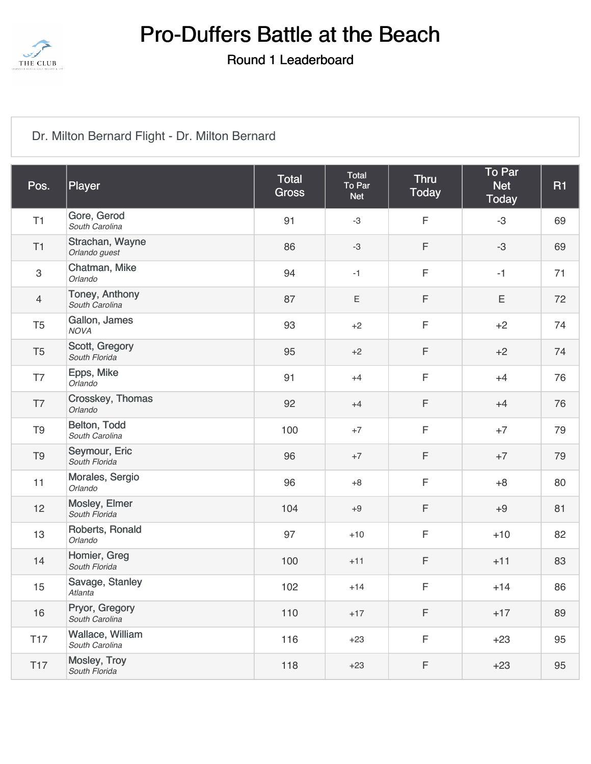# Pro-Duffers Battle at the Beach

## Round 1 Leaderboard

Dr. Milton Bernard Flight - Dr. Milton Bernard

| Pos. | Player | Total Gross | Total To Par Net | Thru Today | To Par Net Today | R1 |
|---|---|---|---|---|---|---|
| T1 | Gore, Gerod<br>*South Carolina* | 91 | -3 | F | -3 | 69 |
| T1 | Strachan, Wayne<br>*Orlando guest* | 86 | -3 | F | -3 | 69 |
| 3 | Chatman, Mike<br>*Orlando* | 94 | -1 | F | -1 | 71 |
| 4 | Toney, Anthony<br>*South Carolina* | 87 | E | F | E | 72 |
| T5 | Gallon, James<br>*NOVA* | 93 | +2 | F | +2 | 74 |
| T5 | Scott, Gregory<br>*South Florida* | 95 | +2 | F | +2 | 74 |
| T7 | Epps, Mike<br>*Orlando* | 91 | +4 | F | +4 | 76 |
| T7 | Crosskey, Thomas<br>*Orlando* | 92 | +4 | F | +4 | 76 |
| T9 | Belton, Todd<br>*South Carolina* | 100 | +7 | F | +7 | 79 |
| T9 | Seymour, Eric<br>*South Florida* | 96 | +7 | F | +7 | 79 |
| 11 | Morales, Sergio<br>*Orlando* | 96 | +8 | F | +8 | 80 |
| 12 | Mosley, Elmer<br>*South Florida* | 104 | +9 | F | +9 | 81 |
| 13 | Roberts, Ronald<br>*Orlando* | 97 | +10 | F | +10 | 82 |
| 14 | Homier, Greg<br>*South Florida* | 100 | +11 | F | +11 | 83 |
| 15 | Savage, Stanley<br>*Atlanta* | 102 | +14 | F | +14 | 86 |
| 16 | Pryor, Gregory<br>*South Carolina* | 110 | +17 | F | +17 | 89 |
| T17 | Wallace, William<br>*South Carolina* | 116 | +23 | F | +23 | 95 |
| T17 | Mosley, Troy<br>*South Florida* | 118 | +23 | F | +23 | 95 |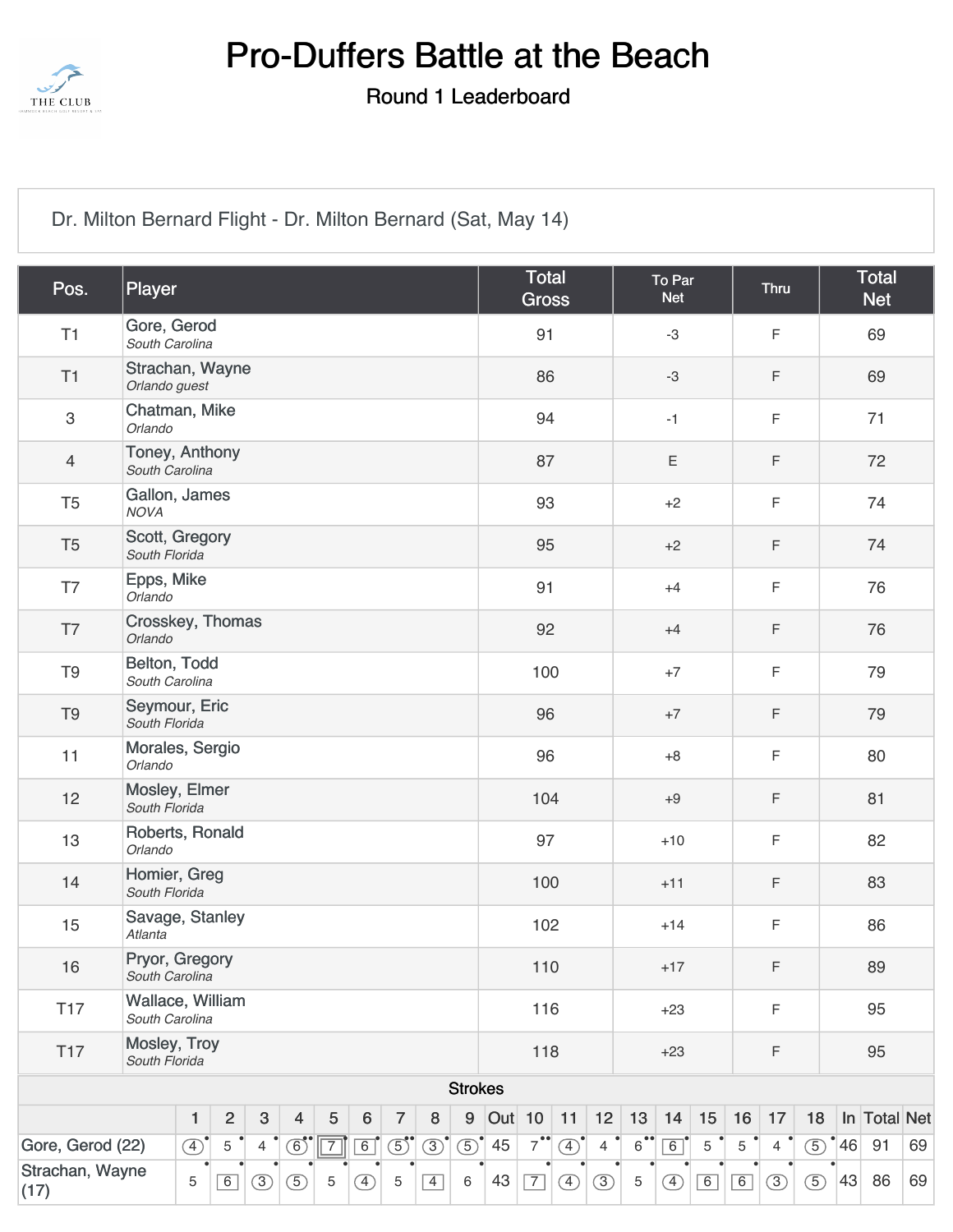# Pro-Duffers Battle at the Beach

## Round 1 Leaderboard

Dr. Milton Bernard Flight - Dr. Milton Bernard (Sat, May 14)

| Pos. | Player | Total Gross | To Par Net | Thru | Total Net |
|---|---|---|---|---|---|
| T1 | Gore, Gerod *South Carolina* | 91 | -3 | F | 69 |
| T1 | Strachan, Wayne *Orlando guest* | 86 | -3 | F | 69 |
| 3 | Chatman, Mike *Orlando* | 94 | -1 | F | 71 |
| 4 | Toney, Anthony *South Carolina* | 87 | E | F | 72 |
| T5 | Gallon, James *NOVA* | 93 | +2 | F | 74 |
| T5 | Scott, Gregory *South Florida* | 95 | +2 | F | 74 |
| T7 | Epps, Mike *Orlando* | 91 | +4 | F | 76 |
| T7 | Crosskey, Thomas *Orlando* | 92 | +4 | F | 76 |
| T9 | Belton, Todd *South Carolina* | 100 | +7 | F | 79 |
| T9 | Seymour, Eric *South Florida* | 96 | +7 | F | 79 |
| 11 | Morales, Sergio *Orlando* | 96 | +8 | F | 80 |
| 12 | Mosley, Elmer *South Florida* | 104 | +9 | F | 81 |
| 13 | Roberts, Ronald *Orlando* | 97 | +10 | F | 82 |
| 14 | Homier, Greg *South Florida* | 100 | +11 | F | 83 |
| 15 | Savage, Stanley *Atlanta* | 102 | +14 | F | 86 |
| 16 | Pryor, Gregory *South Carolina* | 110 | +17 | F | 89 |
| T17 | Wallace, William *South Carolina* | 116 | +23 | F | 95 |
| T17 | Mosley, Troy *South Florida* | 118 | +23 | F | 95 |

**Strokes**

| | 1 | 2 | 3 | 4 | 5 | 6 | 7 | 8 | 9 | Out | 10 | 11 | 12 | 13 | 14 | 15 | 16 | 17 | 18 | In | Total | Net |
|---|---|---|---|---|---|---|---|---|---|---|---|---|---|---|---|---|---|---|---|---|---|---|
| Gore, Gerod (22) | 4 | 5 | 4 | 6 | 7 | 6 | 5 | 3 | 5 | 45 | 7 | 4 | 4 | 6 | 6 | 5 | 5 | 4 | 5 | 46 | 91 | 69 |
| Strachan, Wayne (17) | 5 | 6 | 3 | 5 | 5 | 4 | 5 | 4 | 6 | 43 | 7 | 4 | 3 | 5 | 4 | 6 | 6 | 3 | 5 | 43 | 86 | 69 |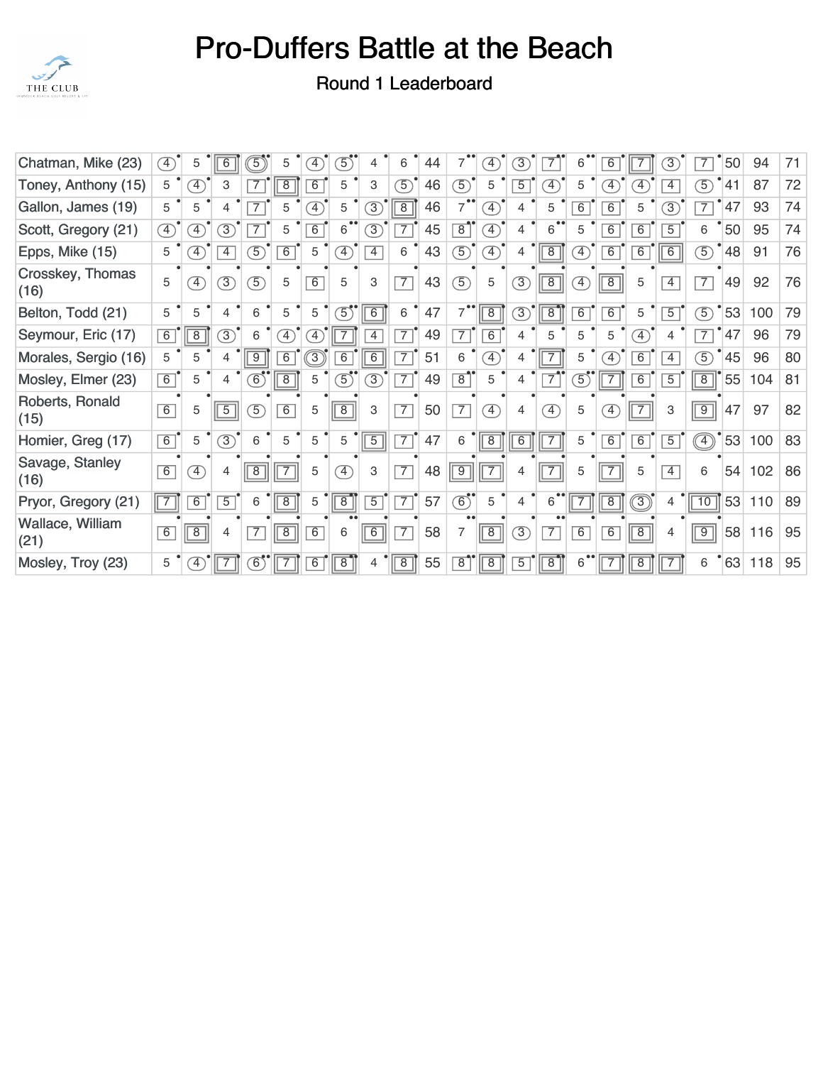# Pro-Duffers Battle at the Beach

## Round 1 Leaderboard

| | | | | | | | | | | | | | | | | | | | | | | |
|---|---|---|---|---|---|---|---|---|---|---|---|---|---|---|---|---|---|---|---|---|---|---|
| Chatman, Mike (23) | 4 | 5 | 6 | 5 | 5 | 4 | 5 | 4 | 6 | 44 | 7 | 4 | 3 | 7 | 6 | 6 | 7 | 3 | 7 | 50 | 94 | 71 |
| Toney, Anthony (15) | 5 | 4 | 3 | 7 | 8 | 6 | 5 | 3 | 5 | 46 | 5 | 5 | 5 | 4 | 5 | 4 | 4 | 4 | 5 | 41 | 87 | 72 |
| Gallon, James (19) | 5 | 5 | 4 | 7 | 5 | 4 | 5 | 3 | 8 | 46 | 7 | 4 | 4 | 5 | 6 | 6 | 5 | 3 | 7 | 47 | 93 | 74 |
| Scott, Gregory (21) | 4 | 4 | 3 | 7 | 5 | 6 | 6 | 3 | 7 | 45 | 8 | 4 | 4 | 6 | 5 | 6 | 6 | 5 | 6 | 50 | 95 | 74 |
| Epps, Mike (15) | 5 | 4 | 4 | 5 | 6 | 5 | 4 | 4 | 6 | 43 | 5 | 4 | 4 | 8 | 4 | 6 | 6 | 6 | 5 | 48 | 91 | 76 |
| Crosskey, Thomas (16) | 5 | 4 | 3 | 5 | 5 | 6 | 5 | 3 | 7 | 43 | 5 | 5 | 3 | 8 | 4 | 8 | 5 | 4 | 7 | 49 | 92 | 76 |
| Belton, Todd (21) | 5 | 5 | 4 | 6 | 5 | 5 | 5 | 6 | 6 | 47 | 7 | 8 | 3 | 8 | 6 | 6 | 5 | 5 | 5 | 53 | 100 | 79 |
| Seymour, Eric (17) | 6 | 8 | 3 | 6 | 4 | 4 | 7 | 4 | 7 | 49 | 7 | 6 | 4 | 5 | 5 | 5 | 4 | 4 | 7 | 47 | 96 | 79 |
| Morales, Sergio (16) | 5 | 5 | 4 | 9 | 6 | 3 | 6 | 6 | 7 | 51 | 6 | 4 | 4 | 7 | 5 | 4 | 6 | 4 | 5 | 45 | 96 | 80 |
| Mosley, Elmer (23) | 6 | 5 | 4 | 6 | 8 | 5 | 5 | 3 | 7 | 49 | 8 | 5 | 4 | 7 | 5 | 7 | 6 | 5 | 8 | 55 | 104 | 81 |
| Roberts, Ronald (15) | 6 | 5 | 5 | 5 | 6 | 5 | 8 | 3 | 7 | 50 | 7 | 4 | 4 | 4 | 5 | 4 | 7 | 3 | 9 | 47 | 97 | 82 |
| Homier, Greg (17) | 6 | 5 | 3 | 6 | 5 | 5 | 5 | 5 | 7 | 47 | 6 | 8 | 6 | 7 | 5 | 6 | 6 | 5 | 4 | 53 | 100 | 83 |
| Savage, Stanley (16) | 6 | 4 | 4 | 8 | 7 | 5 | 4 | 3 | 7 | 48 | 9 | 7 | 4 | 7 | 5 | 7 | 5 | 4 | 6 | 54 | 102 | 86 |
| Pryor, Gregory (21) | 7 | 6 | 5 | 6 | 8 | 5 | 8 | 5 | 7 | 57 | 6 | 5 | 4 | 6 | 7 | 8 | 3 | 4 | 10 | 53 | 110 | 89 |
| Wallace, William (21) | 6 | 8 | 4 | 7 | 8 | 6 | 6 | 6 | 7 | 58 | 7 | 8 | 3 | 7 | 6 | 6 | 8 | 4 | 9 | 58 | 116 | 95 |
| Mosley, Troy (23) | 5 | 4 | 7 | 6 | 7 | 6 | 8 | 4 | 8 | 55 | 8 | 8 | 5 | 8 | 6 | 7 | 8 | 7 | 6 | 63 | 118 | 95 |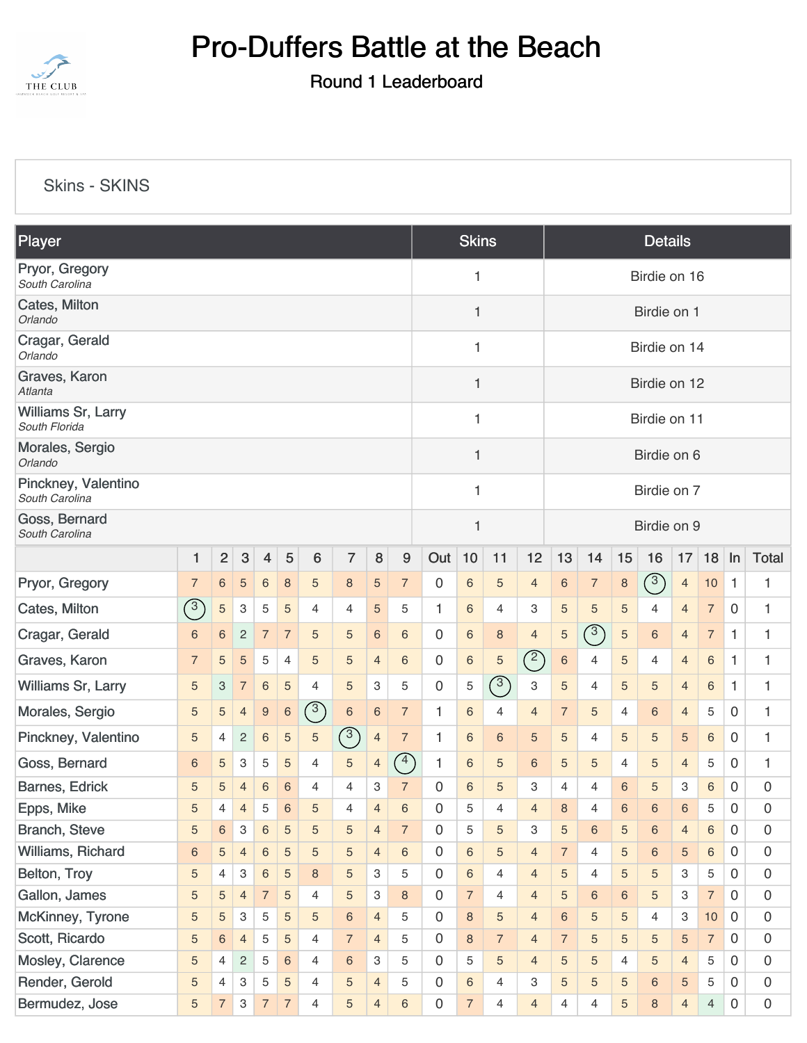# Pro-Duffers Battle at the Beach

Round 1 Leaderboard

Skins - SKINS

| Player | Skins | Details |
|---|---|---|
| Pryor, Gregory<br>*South Carolina* | 1 | Birdie on 16 |
| Cates, Milton<br>*Orlando* | 1 | Birdie on 1 |
| Cragar, Gerald<br>*Orlando* | 1 | Birdie on 14 |
| Graves, Karon<br>*Atlanta* | 1 | Birdie on 12 |
| Williams Sr, Larry<br>*South Florida* | 1 | Birdie on 11 |
| Morales, Sergio<br>*Orlando* | 1 | Birdie on 6 |
| Pinckney, Valentino<br>*South Carolina* | 1 | Birdie on 7 |
| Goss, Bernard<br>*South Carolina* | 1 | Birdie on 9 |

| | 1 | 2 | 3 | 4 | 5 | 6 | 7 | 8 | 9 | Out | 10 | 11 | 12 | 13 | 14 | 15 | 16 | 17 | 18 | In | Total |
|---|---|---|---|---|---|---|---|---|---|---|---|---|---|---|---|---|---|---|---|---|---|
| Pryor, Gregory | 7 | 6 | 5 | 6 | 8 | 5 | 8 | 5 | 7 | 0 | 6 | 5 | 4 | 6 | 7 | 8 | 3 | 4 | 10 | 1 | 1 |
| Cates, Milton | 3 | 5 | 3 | 5 | 5 | 4 | 4 | 5 | 5 | 1 | 6 | 4 | 3 | 5 | 5 | 5 | 4 | 4 | 7 | 0 | 1 |
| Cragar, Gerald | 6 | 6 | 2 | 7 | 7 | 5 | 5 | 6 | 6 | 0 | 6 | 8 | 4 | 5 | 3 | 5 | 6 | 4 | 7 | 1 | 1 |
| Graves, Karon | 7 | 5 | 5 | 5 | 4 | 5 | 5 | 4 | 6 | 0 | 6 | 5 | 2 | 6 | 4 | 5 | 4 | 4 | 6 | 1 | 1 |
| Williams Sr, Larry | 5 | 3 | 7 | 6 | 5 | 4 | 5 | 3 | 5 | 0 | 5 | 3 | 3 | 5 | 4 | 5 | 5 | 4 | 6 | 1 | 1 |
| Morales, Sergio | 5 | 5 | 4 | 9 | 6 | 3 | 6 | 6 | 7 | 1 | 6 | 4 | 4 | 7 | 5 | 4 | 6 | 4 | 5 | 0 | 1 |
| Pinckney, Valentino | 5 | 4 | 2 | 6 | 5 | 5 | 3 | 4 | 7 | 1 | 6 | 6 | 5 | 5 | 4 | 5 | 5 | 5 | 6 | 0 | 1 |
| Goss, Bernard | 6 | 5 | 3 | 5 | 5 | 4 | 5 | 4 | 4 | 1 | 6 | 5 | 6 | 5 | 5 | 4 | 5 | 4 | 5 | 0 | 1 |
| Barnes, Edrick | 5 | 5 | 4 | 6 | 6 | 4 | 4 | 3 | 7 | 0 | 6 | 5 | 3 | 4 | 4 | 6 | 5 | 3 | 6 | 0 | 0 |
| Epps, Mike | 5 | 4 | 4 | 5 | 6 | 5 | 4 | 4 | 6 | 0 | 5 | 4 | 4 | 8 | 4 | 6 | 6 | 6 | 5 | 0 | 0 |
| Branch, Steve | 5 | 6 | 3 | 6 | 5 | 5 | 5 | 4 | 7 | 0 | 5 | 5 | 3 | 5 | 6 | 5 | 6 | 4 | 6 | 0 | 0 |
| Williams, Richard | 6 | 5 | 4 | 6 | 5 | 5 | 5 | 4 | 6 | 0 | 6 | 5 | 4 | 7 | 4 | 5 | 6 | 5 | 6 | 0 | 0 |
| Belton, Troy | 5 | 4 | 3 | 6 | 5 | 8 | 5 | 3 | 5 | 0 | 6 | 4 | 4 | 5 | 4 | 5 | 5 | 3 | 5 | 0 | 0 |
| Gallon, James | 5 | 5 | 4 | 7 | 5 | 4 | 5 | 3 | 8 | 0 | 7 | 4 | 4 | 5 | 6 | 6 | 5 | 3 | 7 | 0 | 0 |
| McKinney, Tyrone | 5 | 5 | 3 | 5 | 5 | 5 | 6 | 4 | 5 | 0 | 8 | 5 | 4 | 6 | 5 | 5 | 4 | 3 | 10 | 0 | 0 |
| Scott, Ricardo | 5 | 6 | 4 | 5 | 5 | 4 | 7 | 4 | 5 | 0 | 8 | 7 | 4 | 7 | 5 | 5 | 5 | 5 | 7 | 0 | 0 |
| Mosley, Clarence | 5 | 4 | 2 | 5 | 6 | 4 | 6 | 3 | 5 | 0 | 5 | 5 | 4 | 5 | 5 | 4 | 5 | 4 | 5 | 0 | 0 |
| Render, Gerold | 5 | 4 | 3 | 5 | 5 | 4 | 5 | 4 | 5 | 0 | 6 | 4 | 3 | 5 | 5 | 5 | 6 | 5 | 5 | 0 | 0 |
| Bermudez, Jose | 5 | 7 | 3 | 7 | 7 | 4 | 5 | 4 | 6 | 0 | 7 | 4 | 4 | 4 | 4 | 5 | 8 | 4 | 4 | 0 | 0 |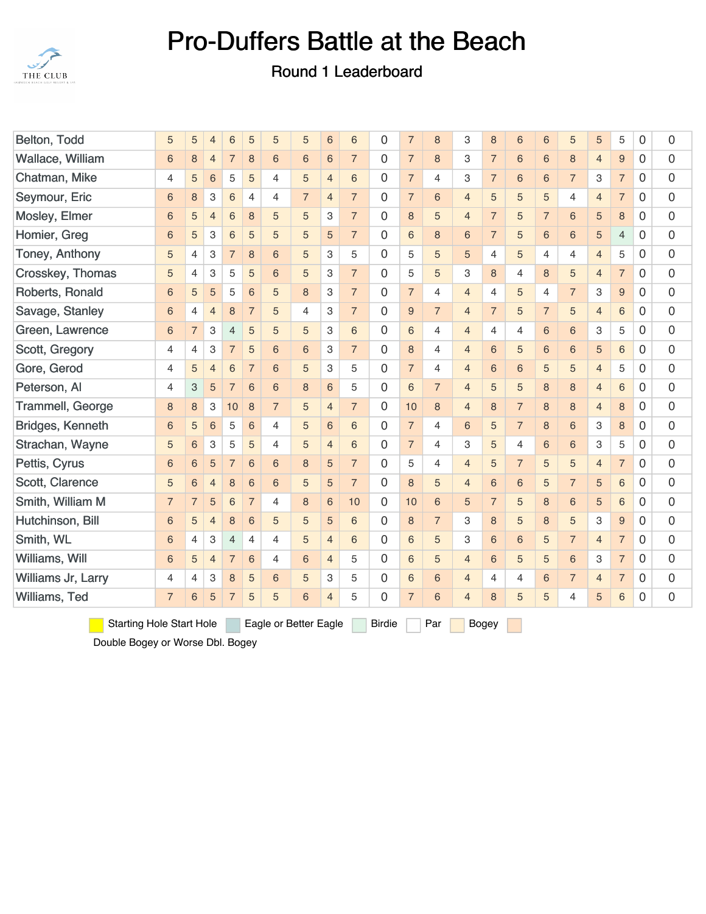# Pro-Duffers Battle at the Beach

## Round 1 Leaderboard

| | | | | | | | | | | | | | | | | | | | | | |
|---|---|---|---|---|---|---|---|---|---|---|---|---|---|---|---|---|---|---|---|---|---|
| Belton, Todd | 5 | 5 | 4 | 6 | 5 | 5 | 5 | 6 | 6 | 0 | 7 | 8 | 3 | 8 | 6 | 6 | 5 | 5 | 5 | 0 | 0 |
| Wallace, William | 6 | 8 | 4 | 7 | 8 | 6 | 6 | 6 | 7 | 0 | 7 | 8 | 3 | 7 | 6 | 6 | 8 | 4 | 9 | 0 | 0 |
| Chatman, Mike | 4 | 5 | 6 | 5 | 5 | 4 | 5 | 4 | 6 | 0 | 7 | 4 | 3 | 7 | 6 | 6 | 7 | 3 | 7 | 0 | 0 |
| Seymour, Eric | 6 | 8 | 3 | 6 | 4 | 4 | 7 | 4 | 7 | 0 | 7 | 6 | 4 | 5 | 5 | 5 | 4 | 4 | 7 | 0 | 0 |
| Mosley, Elmer | 6 | 5 | 4 | 6 | 8 | 5 | 5 | 3 | 7 | 0 | 8 | 5 | 4 | 7 | 5 | 7 | 6 | 5 | 8 | 0 | 0 |
| Homier, Greg | 6 | 5 | 3 | 6 | 5 | 5 | 5 | 5 | 7 | 0 | 6 | 8 | 6 | 7 | 5 | 6 | 6 | 5 | 4 | 0 | 0 |
| Toney, Anthony | 5 | 4 | 3 | 7 | 8 | 6 | 5 | 3 | 5 | 0 | 5 | 5 | 5 | 4 | 5 | 4 | 4 | 4 | 5 | 0 | 0 |
| Crosskey, Thomas | 5 | 4 | 3 | 5 | 5 | 6 | 5 | 3 | 7 | 0 | 5 | 5 | 3 | 8 | 4 | 8 | 5 | 4 | 7 | 0 | 0 |
| Roberts, Ronald | 6 | 5 | 5 | 5 | 6 | 5 | 8 | 3 | 7 | 0 | 7 | 4 | 4 | 4 | 5 | 4 | 7 | 3 | 9 | 0 | 0 |
| Savage, Stanley | 6 | 4 | 4 | 8 | 7 | 5 | 4 | 3 | 7 | 0 | 9 | 7 | 4 | 7 | 5 | 7 | 5 | 4 | 6 | 0 | 0 |
| Green, Lawrence | 6 | 7 | 3 | 4 | 5 | 5 | 5 | 3 | 6 | 0 | 6 | 4 | 4 | 4 | 4 | 6 | 6 | 3 | 5 | 0 | 0 |
| Scott, Gregory | 4 | 4 | 3 | 7 | 5 | 6 | 6 | 3 | 7 | 0 | 8 | 4 | 4 | 6 | 5 | 6 | 6 | 5 | 6 | 0 | 0 |
| Gore, Gerod | 4 | 5 | 4 | 6 | 7 | 6 | 5 | 3 | 5 | 0 | 7 | 4 | 4 | 6 | 6 | 5 | 5 | 4 | 5 | 0 | 0 |
| Peterson, Al | 4 | 3 | 5 | 7 | 6 | 6 | 8 | 6 | 5 | 0 | 6 | 7 | 4 | 5 | 5 | 8 | 8 | 4 | 6 | 0 | 0 |
| Trammell, George | 8 | 8 | 3 | 10 | 8 | 7 | 5 | 4 | 7 | 0 | 10 | 8 | 4 | 8 | 7 | 8 | 8 | 4 | 8 | 0 | 0 |
| Bridges, Kenneth | 6 | 5 | 6 | 5 | 6 | 4 | 5 | 6 | 6 | 0 | 7 | 4 | 6 | 5 | 7 | 8 | 6 | 3 | 8 | 0 | 0 |
| Strachan, Wayne | 5 | 6 | 3 | 5 | 5 | 4 | 5 | 4 | 6 | 0 | 7 | 4 | 3 | 5 | 4 | 6 | 6 | 3 | 5 | 0 | 0 |
| Pettis, Cyrus | 6 | 6 | 5 | 7 | 6 | 6 | 8 | 5 | 7 | 0 | 5 | 4 | 4 | 5 | 7 | 5 | 5 | 4 | 7 | 0 | 0 |
| Scott, Clarence | 5 | 6 | 4 | 8 | 6 | 6 | 5 | 5 | 7 | 0 | 8 | 5 | 4 | 6 | 6 | 5 | 7 | 5 | 6 | 0 | 0 |
| Smith, William M | 7 | 7 | 5 | 6 | 7 | 4 | 8 | 6 | 10 | 0 | 10 | 6 | 5 | 7 | 5 | 8 | 6 | 5 | 6 | 0 | 0 |
| Hutchinson, Bill | 6 | 5 | 4 | 8 | 6 | 5 | 5 | 5 | 6 | 0 | 8 | 7 | 3 | 8 | 5 | 8 | 5 | 3 | 9 | 0 | 0 |
| Smith, WL | 6 | 4 | 3 | 4 | 4 | 4 | 5 | 4 | 6 | 0 | 6 | 5 | 3 | 6 | 6 | 5 | 7 | 4 | 7 | 0 | 0 |
| Williams, Will | 6 | 5 | 4 | 7 | 6 | 4 | 6 | 4 | 5 | 0 | 6 | 5 | 4 | 6 | 5 | 5 | 6 | 3 | 7 | 0 | 0 |
| Williams Jr, Larry | 4 | 4 | 3 | 8 | 5 | 6 | 5 | 3 | 5 | 0 | 6 | 6 | 4 | 4 | 4 | 6 | 7 | 4 | 7 | 0 | 0 |
| Williams, Ted | 7 | 6 | 5 | 7 | 5 | 5 | 6 | 4 | 5 | 0 | 7 | 6 | 4 | 8 | 5 | 5 | 4 | 5 | 6 | 0 | 0 |

Starting Hole Start Hole | Eagle or Better Eagle | Birdie | Par | Bogey | Double Bogey or Worse Dbl. Bogey